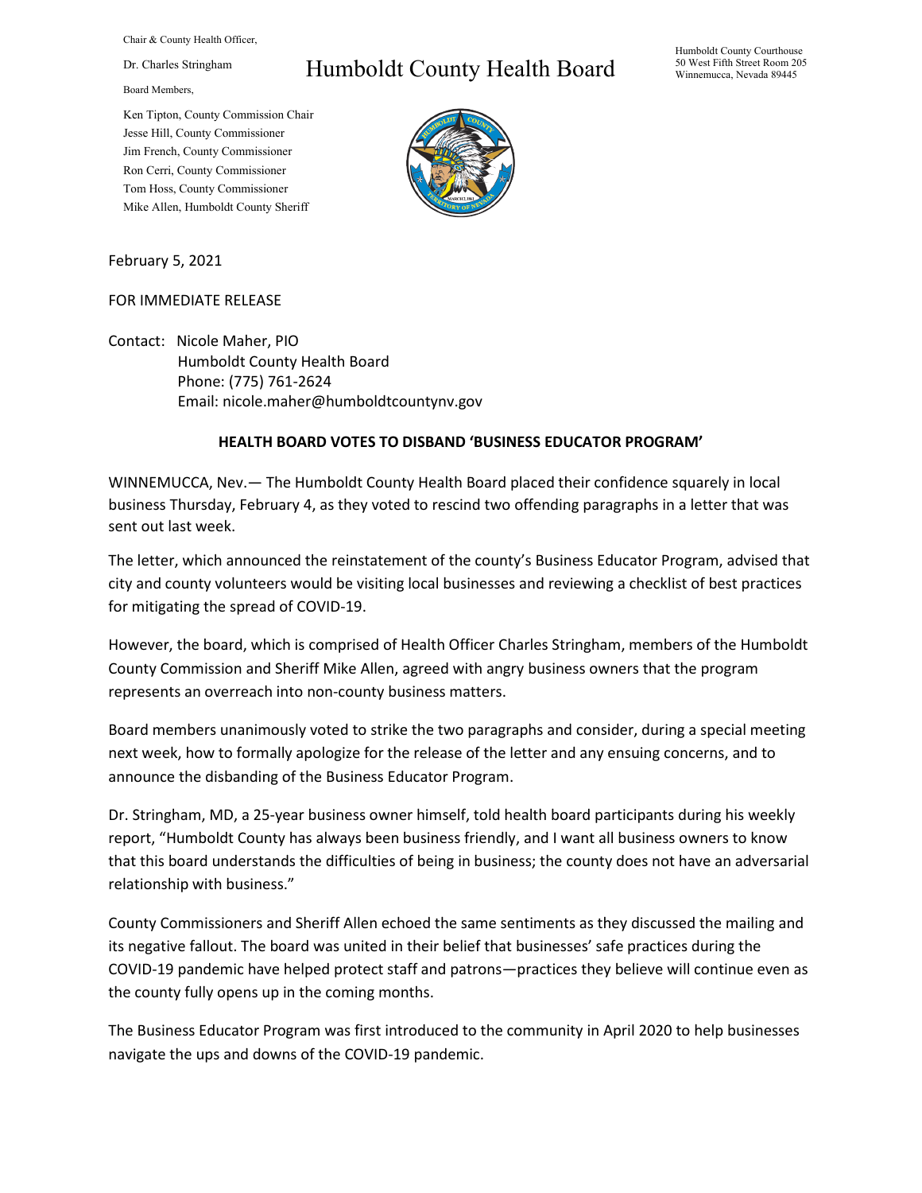Chair & County Health Officer,

Dr. Charles Stringham

Board Members,

Ken Tipton, County Commission Chair
Jesse Hill, County Commissioner
Jim French, County Commissioner
Ron Cerri, County Commissioner
Tom Hoss, County Commissioner
Mike Allen, Humboldt County Sheriff

# Humboldt County Health Board

Humboldt County Courthouse
50 West Fifth Street Room 205
Winnemucca, Nevada 89445

February 5, 2021

FOR IMMEDIATE RELEASE

Contact: Nicole Maher, PIO
Humboldt County Health Board
Phone: (775) 761-2624
Email: nicole.maher@humboldtcountynv.gov

## HEALTH BOARD VOTES TO DISBAND 'BUSINESS EDUCATOR PROGRAM'

WINNEMUCCA, Nev.— The Humboldt County Health Board placed their confidence squarely in local business Thursday, February 4, as they voted to rescind two offending paragraphs in a letter that was sent out last week.

The letter, which announced the reinstatement of the county's Business Educator Program, advised that city and county volunteers would be visiting local businesses and reviewing a checklist of best practices for mitigating the spread of COVID-19.

However, the board, which is comprised of Health Officer Charles Stringham, members of the Humboldt County Commission and Sheriff Mike Allen, agreed with angry business owners that the program represents an overreach into non-county business matters.

Board members unanimously voted to strike the two paragraphs and consider, during a special meeting next week, how to formally apologize for the release of the letter and any ensuing concerns, and to announce the disbanding of the Business Educator Program.

Dr. Stringham, MD, a 25-year business owner himself, told health board participants during his weekly report, "Humboldt County has always been business friendly, and I want all business owners to know that this board understands the difficulties of being in business; the county does not have an adversarial relationship with business."

County Commissioners and Sheriff Allen echoed the same sentiments as they discussed the mailing and its negative fallout. The board was united in their belief that businesses' safe practices during the COVID-19 pandemic have helped protect staff and patrons—practices they believe will continue even as the county fully opens up in the coming months.

The Business Educator Program was first introduced to the community in April 2020 to help businesses navigate the ups and downs of the COVID-19 pandemic.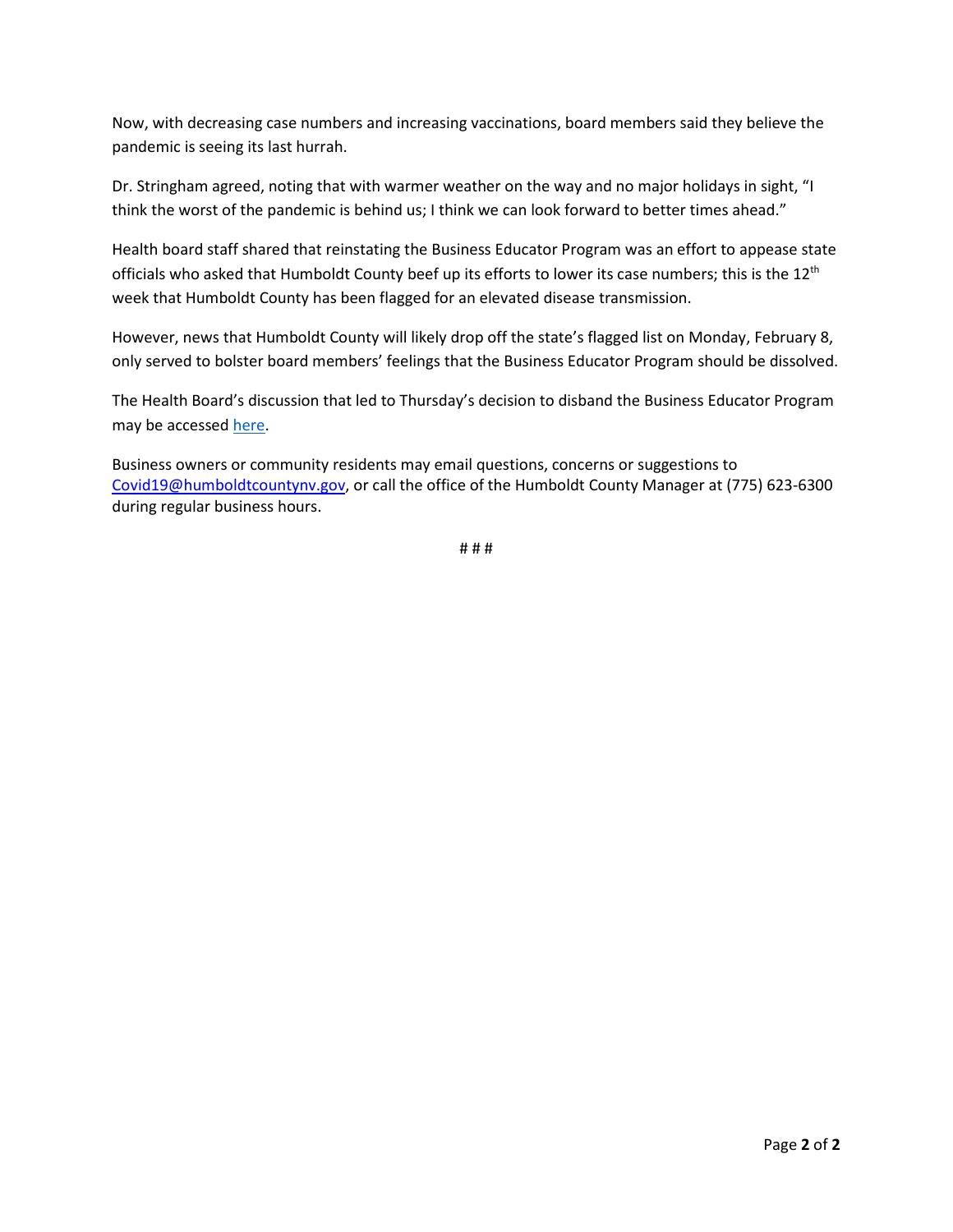Now, with decreasing case numbers and increasing vaccinations, board members said they believe the pandemic is seeing its last hurrah.

Dr. Stringham agreed, noting that with warmer weather on the way and no major holidays in sight, "I think the worst of the pandemic is behind us; I think we can look forward to better times ahead."

Health board staff shared that reinstating the Business Educator Program was an effort to appease state officials who asked that Humboldt County beef up its efforts to lower its case numbers; this is the 12th week that Humboldt County has been flagged for an elevated disease transmission.

However, news that Humboldt County will likely drop off the state's flagged list on Monday, February 8, only served to bolster board members' feelings that the Business Educator Program should be dissolved.

The Health Board's discussion that led to Thursday's decision to disband the Business Educator Program may be accessed here.

Business owners or community residents may email questions, concerns or suggestions to Covid19@humboldtcountynv.gov, or call the office of the Humboldt County Manager at (775) 623-6300 during regular business hours.

# # #